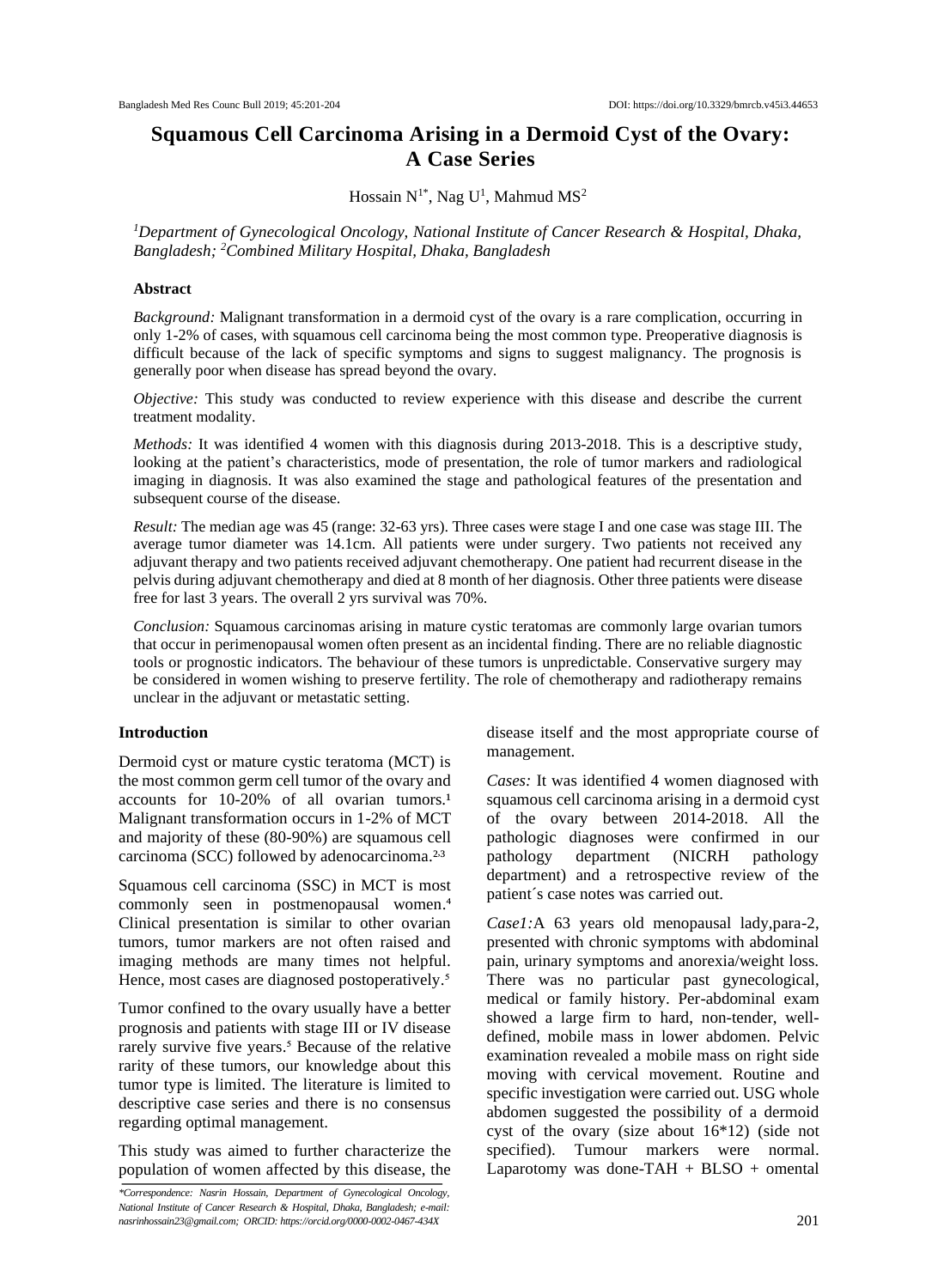# Squamous Cell Carcinoma Arising in a Dermoid Cyst of the Ovary: A Case Series

Hossain N[1*], Nag U[1], Mahmud MS[2]

*[1]Department of Gynecological Oncology, National Institute of Cancer Research & Hospital, Dhaka, Bangladesh; [2]Combined Military Hospital, Dhaka, Bangladesh*

## Abstract

*Background:* Malignant transformation in a dermoid cyst of the ovary is a rare complication, occurring in only 1-2% of cases, with squamous cell carcinoma being the most common type. Preoperative diagnosis is difficult because of the lack of specific symptoms and signs to suggest malignancy. The prognosis is generally poor when disease has spread beyond the ovary.

*Objective:* This study was conducted to review experience with this disease and describe the current treatment modality.

*Methods:* It was identified 4 women with this diagnosis during 2013-2018. This is a descriptive study, looking at the patient's characteristics, mode of presentation, the role of tumor markers and radiological imaging in diagnosis. It was also examined the stage and pathological features of the presentation and subsequent course of the disease.

*Result:* The median age was 45 (range: 32-63 yrs). Three cases were stage I and one case was stage III. The average tumor diameter was 14.1cm. All patients were under surgery. Two patients not received any adjuvant therapy and two patients received adjuvant chemotherapy. One patient had recurrent disease in the pelvis during adjuvant chemotherapy and died at 8 month of her diagnosis. Other three patients were disease free for last 3 years. The overall 2 yrs survival was 70%.

*Conclusion:* Squamous carcinomas arising in mature cystic teratomas are commonly large ovarian tumors that occur in perimenopausal women often present as an incidental finding. There are no reliable diagnostic tools or prognostic indicators. The behaviour of these tumors is unpredictable. Conservative surgery may be considered in women wishing to preserve fertility. The role of chemotherapy and radiotherapy remains unclear in the adjuvant or metastatic setting.

## Introduction

Dermoid cyst or mature cystic teratoma (MCT) is the most common germ cell tumor of the ovary and accounts for 10-20% of all ovarian tumors.[1] Malignant transformation occurs in 1-2% of MCT and majority of these (80-90%) are squamous cell carcinoma (SCC) followed by adenocarcinoma.[2,3]

Squamous cell carcinoma (SSC) in MCT is most commonly seen in postmenopausal women.[4] Clinical presentation is similar to other ovarian tumors, tumor markers are not often raised and imaging methods are many times not helpful. Hence, most cases are diagnosed postoperatively.[5]

Tumor confined to the ovary usually have a better prognosis and patients with stage III or IV disease rarely survive five years.[5] Because of the relative rarity of these tumors, our knowledge about this tumor type is limited. The literature is limited to descriptive case series and there is no consensus regarding optimal management.

This study was aimed to further characterize the population of women affected by this disease, the disease itself and the most appropriate course of management.

*Cases:* It was identified 4 women diagnosed with squamous cell carcinoma arising in a dermoid cyst of the ovary between 2014-2018. All the pathologic diagnoses were confirmed in our pathology department (NICRH pathology department) and a retrospective review of the patient´s case notes was carried out.

*Case1:*A 63 years old menopausal lady,para-2, presented with chronic symptoms with abdominal pain, urinary symptoms and anorexia/weight loss. There was no particular past gynecological, medical or family history. Per-abdominal exam showed a large firm to hard, non-tender, well-defined, mobile mass in lower abdomen. Pelvic examination revealed a mobile mass on right side moving with cervical movement. Routine and specific investigation were carried out. USG whole abdomen suggested the possibility of a dermoid cyst of the ovary (size about 16*12) (side not specified). Tumour markers were normal. Laparotomy was done-TAH + BLSO + omental

*Correspondence: Nasrin Hossain, Department of Gynecological Oncology, National Institute of Cancer Research & Hospital, Dhaka, Bangladesh; e-mail: nasrinhossain23@gmail.com; ORCID: https://orcid.org/0000-0002-0467-434X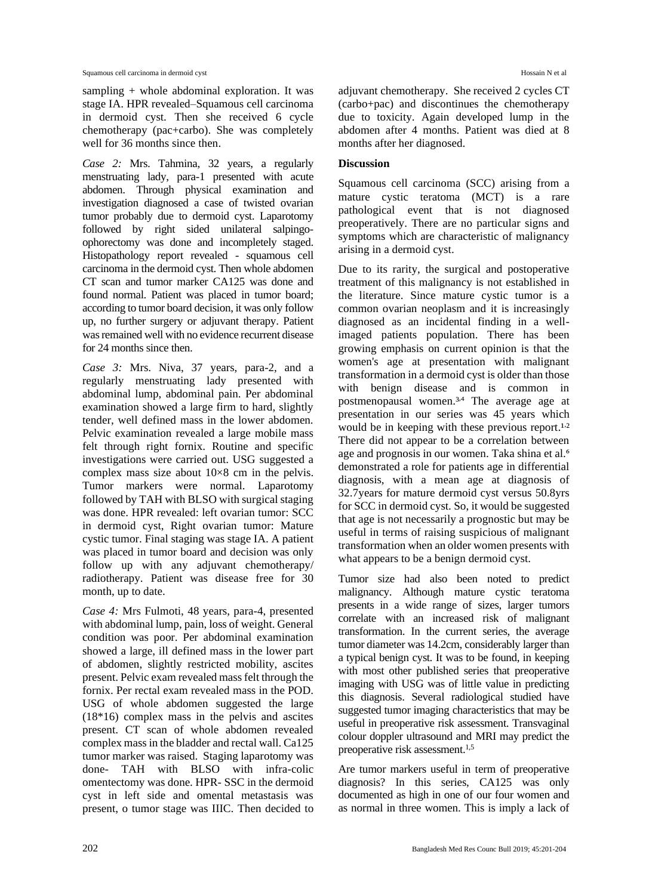sampling + whole abdominal exploration. It was stage IA. HPR revealed–Squamous cell carcinoma in dermoid cyst. Then she received 6 cycle chemotherapy (pac+carbo). She was completely well for 36 months since then.

*Case 2:* Mrs. Tahmina, 32 years, a regularly menstruating lady, para-1 presented with acute abdomen. Through physical examination and investigation diagnosed a case of twisted ovarian tumor probably due to dermoid cyst. Laparotomy followed by right sided unilateral salpingo-ophorectomy was done and incompletely staged. Histopathology report revealed - squamous cell carcinoma in the dermoid cyst. Then whole abdomen CT scan and tumor marker CA125 was done and found normal. Patient was placed in tumor board; according to tumor board decision, it was only follow up, no further surgery or adjuvant therapy. Patient was remained well with no evidence recurrent disease for 24 months since then.

*Case 3:* Mrs. Niva, 37 years, para-2, and a regularly menstruating lady presented with abdominal lump, abdominal pain. Per abdominal examination showed a large firm to hard, slightly tender, well defined mass in the lower abdomen. Pelvic examination revealed a large mobile mass felt through right fornix. Routine and specific investigations were carried out. USG suggested a complex mass size about 10×8 cm in the pelvis. Tumor markers were normal. Laparotomy followed by TAH with BLSO with surgical staging was done. HPR revealed: left ovarian tumor: SCC in dermoid cyst, Right ovarian tumor: Mature cystic tumor. Final staging was stage IA. A patient was placed in tumor board and decision was only follow up with any adjuvant chemotherapy/ radiotherapy. Patient was disease free for 30 month, up to date.

*Case 4:* Mrs Fulmoti, 48 years, para-4, presented with abdominal lump, pain, loss of weight. General condition was poor. Per abdominal examination showed a large, ill defined mass in the lower part of abdomen, slightly restricted mobility, ascites present. Pelvic exam revealed mass felt through the fornix. Per rectal exam revealed mass in the POD. USG of whole abdomen suggested the large (18*16) complex mass in the pelvis and ascites present. CT scan of whole abdomen revealed complex mass in the bladder and rectal wall. Ca125 tumor marker was raised. Staging laparotomy was done- TAH with BLSO with infra-colic omentectomy was done. HPR- SSC in the dermoid cyst in left side and omental metastasis was present, o tumor stage was IIIC. Then decided to adjuvant chemotherapy. She received 2 cycles CT (carbo+pac) and discontinues the chemotherapy due to toxicity. Again developed lump in the abdomen after 4 months. Patient was died at 8 months after her diagnosed.

## Discussion

Squamous cell carcinoma (SCC) arising from a mature cystic teratoma (MCT) is a rare pathological event that is not diagnosed preoperatively. There are no particular signs and symptoms which are characteristic of malignancy arising in a dermoid cyst.

Due to its rarity, the surgical and postoperative treatment of this malignancy is not established in the literature. Since mature cystic tumor is a common ovarian neoplasm and it is increasingly diagnosed as an incidental finding in a well-imaged patients population. There has been growing emphasis on current opinion is that the women's age at presentation with malignant transformation in a dermoid cyst is older than those with benign disease and is common in postmenopausal women.[3,4] The average age at presentation in our series was 45 years which would be in keeping with these previous report.[1,2] There did not appear to be a correlation between age and prognosis in our women. Taka shina et al.[6] demonstrated a role for patients age in differential diagnosis, with a mean age at diagnosis of 32.7years for mature dermoid cyst versus 50.8yrs for SCC in dermoid cyst. So, it would be suggested that age is not necessarily a prognostic but may be useful in terms of raising suspicious of malignant transformation when an older women presents with what appears to be a benign dermoid cyst.

Tumor size had also been noted to predict malignancy. Although mature cystic teratoma presents in a wide range of sizes, larger tumors correlate with an increased risk of malignant transformation. In the current series, the average tumor diameter was 14.2cm, considerably larger than a typical benign cyst. It was to be found, in keeping with most other published series that preoperative imaging with USG was of little value in predicting this diagnosis. Several radiological studied have suggested tumor imaging characteristics that may be useful in preoperative risk assessment. Transvaginal colour doppler ultrasound and MRI may predict the preoperative risk assessment.[1,5]

Are tumor markers useful in term of preoperative diagnosis? In this series, CA125 was only documented as high in one of our four women and as normal in three women. This is imply a lack of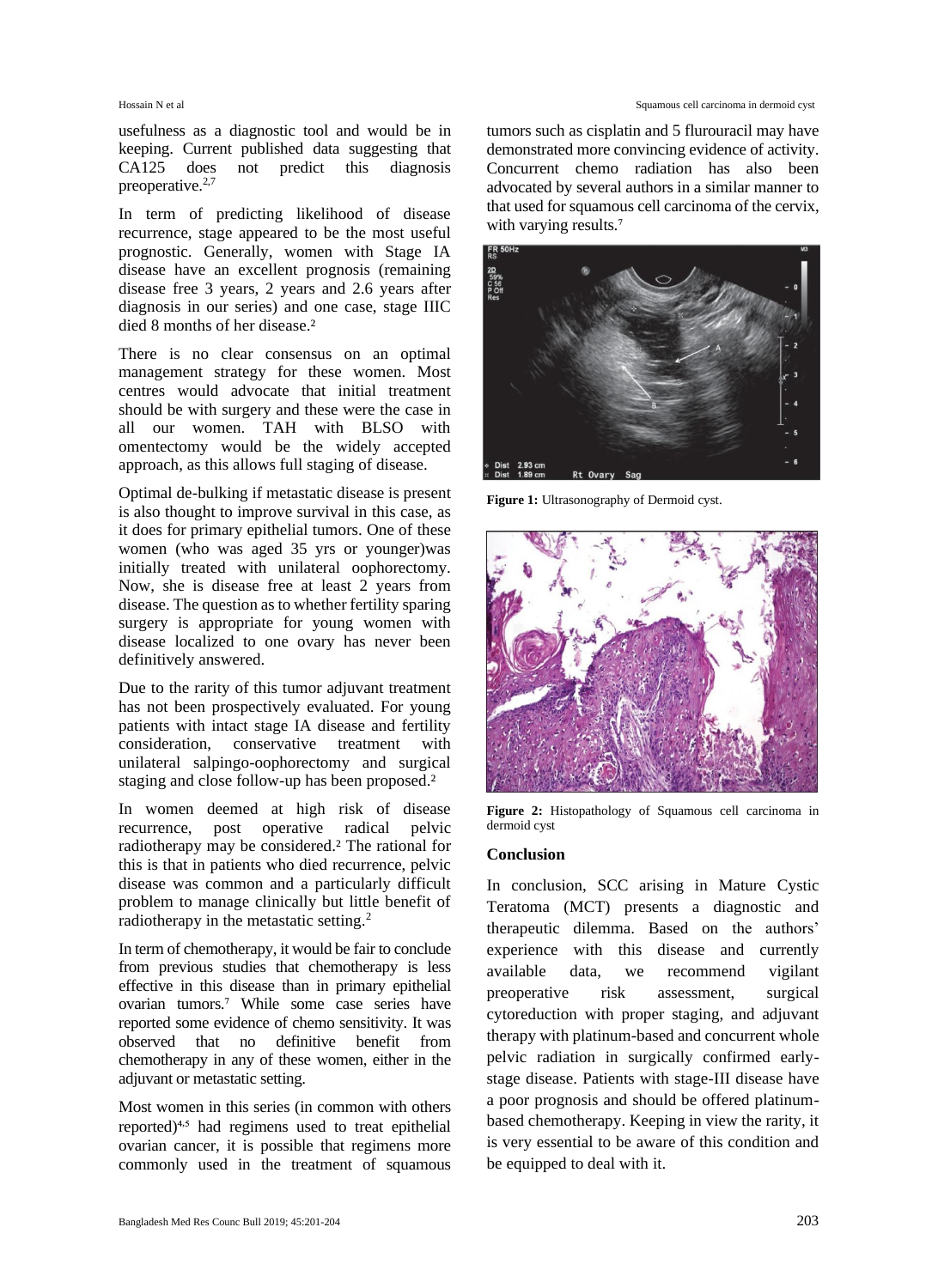usefulness as a diagnostic tool and would be in keeping. Current published data suggesting that CA125 does not predict this diagnosis preoperative.[2,7]

In term of predicting likelihood of disease recurrence, stage appeared to be the most useful prognostic. Generally, women with Stage IA disease have an excellent prognosis (remaining disease free 3 years, 2 years and 2.6 years after diagnosis in our series) and one case, stage IIIC died 8 months of her disease.[2]

There is no clear consensus on an optimal management strategy for these women. Most centres would advocate that initial treatment should be with surgery and these were the case in all our women. TAH with BLSO with omentectomy would be the widely accepted approach, as this allows full staging of disease.

Optimal de-bulking if metastatic disease is present is also thought to improve survival in this case, as it does for primary epithelial tumors. One of these women (who was aged 35 yrs or younger)was initially treated with unilateral oophorectomy. Now, she is disease free at least 2 years from disease. The question as to whether fertility sparing surgery is appropriate for young women with disease localized to one ovary has never been definitively answered.

Due to the rarity of this tumor adjuvant treatment has not been prospectively evaluated. For young patients with intact stage IA disease and fertility consideration, conservative treatment with unilateral salpingo-oophorectomy and surgical staging and close follow-up has been proposed.[2]

In women deemed at high risk of disease recurrence, post operative radical pelvic radiotherapy may be considered.[2] The rational for this is that in patients who died recurrence, pelvic disease was common and a particularly difficult problem to manage clinically but little benefit of radiotherapy in the metastatic setting.[2]

In term of chemotherapy, it would be fair to conclude from previous studies that chemotherapy is less effective in this disease than in primary epithelial ovarian tumors.[7] While some case series have reported some evidence of chemo sensitivity. It was observed that no definitive benefit from chemotherapy in any of these women, either in the adjuvant or metastatic setting.

Most women in this series (in common with others reported)[4,5] had regimens used to treat epithelial ovarian cancer, it is possible that regimens more commonly used in the treatment of squamous tumors such as cisplatin and 5 flurouracil may have demonstrated more convincing evidence of activity. Concurrent chemo radiation has also been advocated by several authors in a similar manner to that used for squamous cell carcinoma of the cervix, with varying results.[7]

**Figure 1:** Ultrasonography of Dermoid cyst.

**Figure 2:** Histopathology of Squamous cell carcinoma in dermoid cyst

## Conclusion

In conclusion, SCC arising in Mature Cystic Teratoma (MCT) presents a diagnostic and therapeutic dilemma. Based on the authors' experience with this disease and currently available data, we recommend vigilant preoperative risk assessment, surgical cytoreduction with proper staging, and adjuvant therapy with platinum-based and concurrent whole pelvic radiation in surgically confirmed early-stage disease. Patients with stage-III disease have a poor prognosis and should be offered platinum-based chemotherapy. Keeping in view the rarity, it is very essential to be aware of this condition and be equipped to deal with it.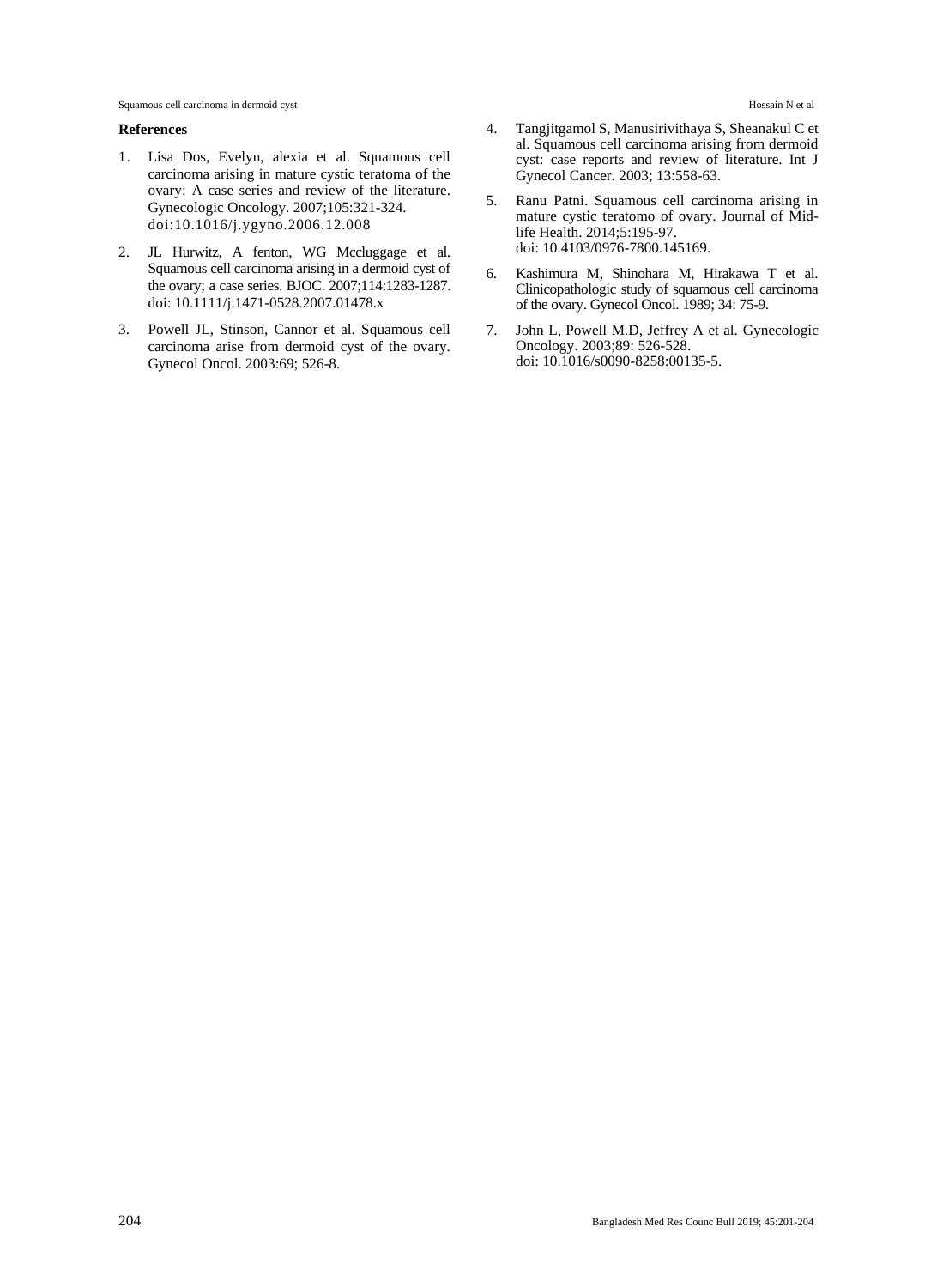**References**

1. Lisa Dos, Evelyn, alexia et al. Squamous cell carcinoma arising in mature cystic teratoma of the ovary: A case series and review of the literature. Gynecologic Oncology. 2007;105:321-324. doi:10.1016/j.ygyno.2006.12.008

2. JL Hurwitz, A fenton, WG Mccluggage et al. Squamous cell carcinoma arising in a dermoid cyst of the ovary; a case series. BJOC. 2007;114:1283-1287. doi: 10.1111/j.1471-0528.2007.01478.x

3. Powell JL, Stinson, Cannor et al. Squamous cell carcinoma arise from dermoid cyst of the ovary. Gynecol Oncol. 2003:69; 526-8.

4. Tangjitgamol S, Manusirivithaya S, Sheanakul C et al. Squamous cell carcinoma arising from dermoid cyst: case reports and review of literature. Int J Gynecol Cancer. 2003; 13:558-63.

5. Ranu Patni. Squamous cell carcinoma arising in mature cystic teratomo of ovary. Journal of Mid-life Health. 2014;5:195-97. doi: 10.4103/0976-7800.145169.

6. Kashimura M, Shinohara M, Hirakawa T et al. Clinicopathologic study of squamous cell carcinoma of the ovary. Gynecol Oncol. 1989; 34: 75-9.

7. John L, Powell M.D, Jeffrey A et al. Gynecologic Oncology. 2003;89: 526-528. doi: 10.1016/s0090-8258:00135-5.